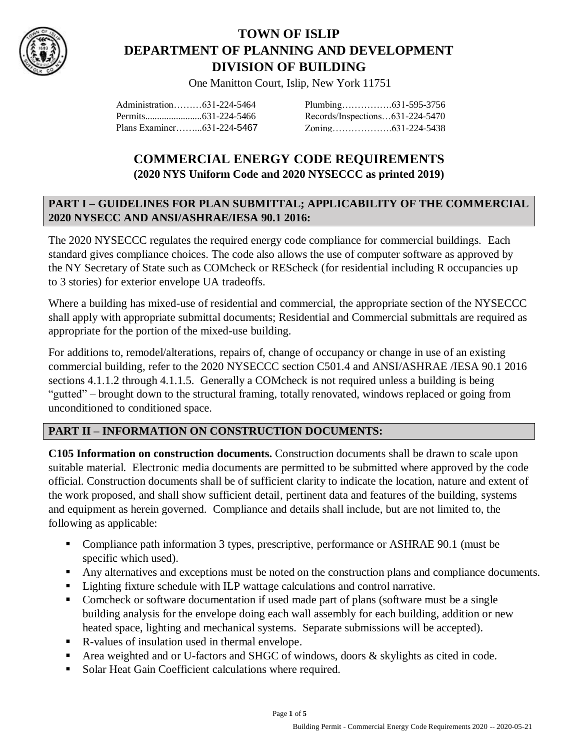# TOWN OF ISLIP
# DEPARTMENT OF PLANNING AND DEVELOPMENT
# DIVISION OF BUILDING

One Manitton Court, Islip, New York 11751

| | |
|---|---|
| Administration………631-224-5464 | Plumbing…………….631-595-3756 |
| Permits........................631-224-5466 | Records/Inspections…631-224-5470 |
| Plans Examiner……...631-224-5467 | Zoning……………….631-224-5438 |

## COMMERCIAL ENERGY CODE REQUIREMENTS
**(2020 NYS Uniform Code and 2020 NYSECCC as printed 2019)**

### PART I – GUIDELINES FOR PLAN SUBMITTAL; APPLICABILITY OF THE COMMERCIAL 2020 NYSECC AND ANSI/ASHRAE/IESA 90.1 2016:

The 2020 NYSECCC regulates the required energy code compliance for commercial buildings. Each standard gives compliance choices. The code also allows the use of computer software as approved by the NY Secretary of State such as COMcheck or REScheck (for residential including R occupancies up to 3 stories) for exterior envelope UA tradeoffs.

Where a building has mixed-use of residential and commercial, the appropriate section of the NYSECCC shall apply with appropriate submittal documents; Residential and Commercial submittals are required as appropriate for the portion of the mixed-use building.

For additions to, remodel/alterations, repairs of, change of occupancy or change in use of an existing commercial building, refer to the 2020 NYSECCC section C501.4 and ANSI/ASHRAE /IESA 90.1 2016 sections 4.1.1.2 through 4.1.1.5. Generally a COMcheck is not required unless a building is being "gutted" – brought down to the structural framing, totally renovated, windows replaced or going from unconditioned to conditioned space.

### PART II – INFORMATION ON CONSTRUCTION DOCUMENTS:

**C105 Information on construction documents.** Construction documents shall be drawn to scale upon suitable material. Electronic media documents are permitted to be submitted where approved by the code official. Construction documents shall be of sufficient clarity to indicate the location, nature and extent of the work proposed, and shall show sufficient detail, pertinent data and features of the building, systems and equipment as herein governed. Compliance and details shall include, but are not limited to, the following as applicable:

- Compliance path information 3 types, prescriptive, performance or ASHRAE 90.1 (must be specific which used).
- Any alternatives and exceptions must be noted on the construction plans and compliance documents.
- Lighting fixture schedule with ILP wattage calculations and control narrative.
- Comcheck or software documentation if used made part of plans (software must be a single building analysis for the envelope doing each wall assembly for each building, addition or new heated space, lighting and mechanical systems. Separate submissions will be accepted).
- R-values of insulation used in thermal envelope.
- Area weighted and or U-factors and SHGC of windows, doors & skylights as cited in code.
- Solar Heat Gain Coefficient calculations where required.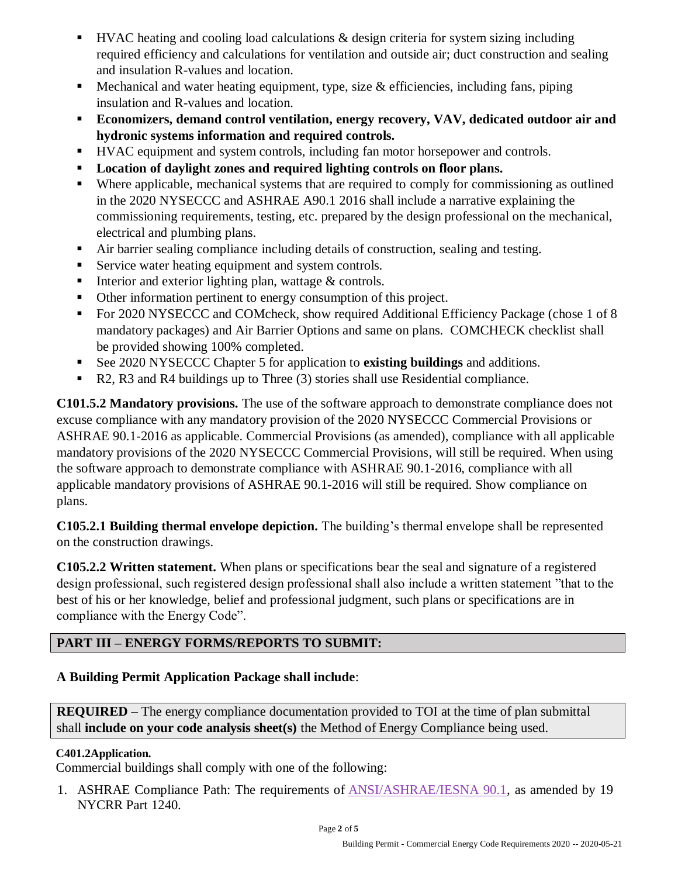- HVAC heating and cooling load calculations & design criteria for system sizing including required efficiency and calculations for ventilation and outside air; duct construction and sealing and insulation R-values and location.
- Mechanical and water heating equipment, type, size & efficiencies, including fans, piping insulation and R-values and location.
- **Economizers, demand control ventilation, energy recovery, VAV, dedicated outdoor air and hydronic systems information and required controls.**
- HVAC equipment and system controls, including fan motor horsepower and controls.
- **Location of daylight zones and required lighting controls on floor plans.**
- Where applicable, mechanical systems that are required to comply for commissioning as outlined in the 2020 NYSECCC and ASHRAE A90.1 2016 shall include a narrative explaining the commissioning requirements, testing, etc. prepared by the design professional on the mechanical, electrical and plumbing plans.
- Air barrier sealing compliance including details of construction, sealing and testing.
- Service water heating equipment and system controls.
- Interior and exterior lighting plan, wattage & controls.
- Other information pertinent to energy consumption of this project.
- For 2020 NYSECCC and COMcheck, show required Additional Efficiency Package (chose 1 of 8 mandatory packages) and Air Barrier Options and same on plans. COMCHECK checklist shall be provided showing 100% completed.
- See 2020 NYSECCC Chapter 5 for application to **existing buildings** and additions.
- R2, R3 and R4 buildings up to Three (3) stories shall use Residential compliance.

**C101.5.2 Mandatory provisions.** The use of the software approach to demonstrate compliance does not excuse compliance with any mandatory provision of the 2020 NYSECCC Commercial Provisions or ASHRAE 90.1-2016 as applicable. Commercial Provisions (as amended), compliance with all applicable mandatory provisions of the 2020 NYSECCC Commercial Provisions, will still be required. When using the software approach to demonstrate compliance with ASHRAE 90.1-2016, compliance with all applicable mandatory provisions of ASHRAE 90.1-2016 will still be required. Show compliance on plans.

**C105.2.1 Building thermal envelope depiction.** The building's thermal envelope shall be represented on the construction drawings.

**C105.2.2 Written statement.** When plans or specifications bear the seal and signature of a registered design professional, such registered design professional shall also include a written statement "that to the best of his or her knowledge, belief and professional judgment, such plans or specifications are in compliance with the Energy Code".

## PART III – ENERGY FORMS/REPORTS TO SUBMIT:

**A Building Permit Application Package shall include**:

**REQUIRED** – The energy compliance documentation provided to TOI at the time of plan submittal shall **include on your code analysis sheet(s)** the Method of Energy Compliance being used.

**C401.2Application.**

Commercial buildings shall comply with one of the following:

1. ASHRAE Compliance Path: The requirements of ANSI/ASHRAE/IESNA 90.1, as amended by 19 NYCRR Part 1240.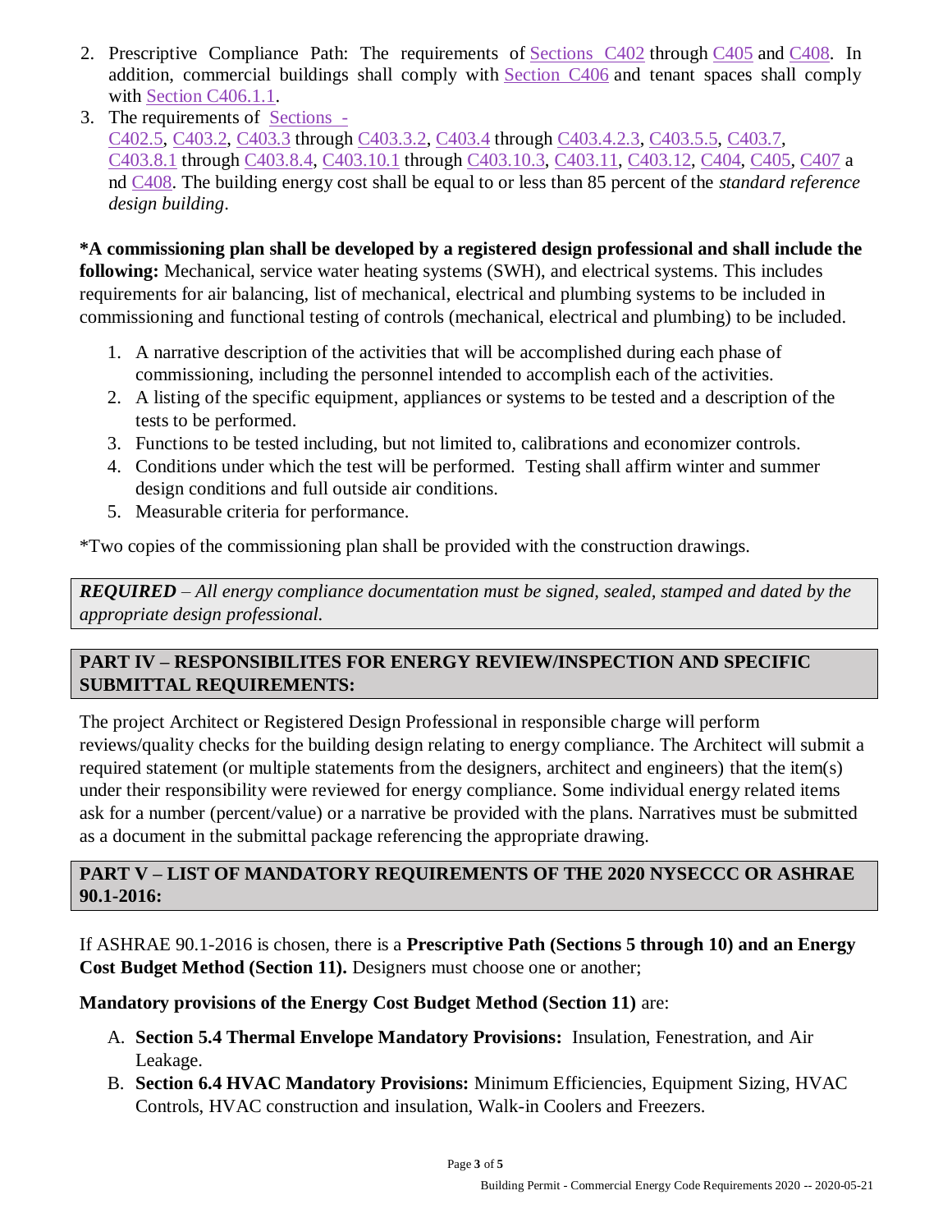2. Prescriptive Compliance Path: The requirements of Sections C402 through C405 and C408. In addition, commercial buildings shall comply with Section C406 and tenant spaces shall comply with Section C406.1.1.
3. The requirements of Sections - C402.5, C403.2, C403.3 through C403.3.2, C403.4 through C403.4.2.3, C403.5.5, C403.7, C403.8.1 through C403.8.4, C403.10.1 through C403.10.3, C403.11, C403.12, C404, C405, C407 and C408. The building energy cost shall be equal to or less than 85 percent of the *standard reference design building*.

**\*A commissioning plan shall be developed by a registered design professional and shall include the following:** Mechanical, service water heating systems (SWH), and electrical systems. This includes requirements for air balancing, list of mechanical, electrical and plumbing systems to be included in commissioning and functional testing of controls (mechanical, electrical and plumbing) to be included.

1. A narrative description of the activities that will be accomplished during each phase of commissioning, including the personnel intended to accomplish each of the activities.
2. A listing of the specific equipment, appliances or systems to be tested and a description of the tests to be performed.
3. Functions to be tested including, but not limited to, calibrations and economizer controls.
4. Conditions under which the test will be performed. Testing shall affirm winter and summer design conditions and full outside air conditions.
5. Measurable criteria for performance.

\*Two copies of the commissioning plan shall be provided with the construction drawings.

***REQUIRED*** *– All energy compliance documentation must be signed, sealed, stamped and dated by the appropriate design professional.*

## PART IV – RESPONSIBILITES FOR ENERGY REVIEW/INSPECTION AND SPECIFIC SUBMITTAL REQUIREMENTS:

The project Architect or Registered Design Professional in responsible charge will perform reviews/quality checks for the building design relating to energy compliance. The Architect will submit a required statement (or multiple statements from the designers, architect and engineers) that the item(s) under their responsibility were reviewed for energy compliance. Some individual energy related items ask for a number (percent/value) or a narrative be provided with the plans. Narratives must be submitted as a document in the submittal package referencing the appropriate drawing.

## PART V – LIST OF MANDATORY REQUIREMENTS OF THE 2020 NYSECCC OR ASHRAE 90.1-2016:

If ASHRAE 90.1-2016 is chosen, there is a **Prescriptive Path (Sections 5 through 10) and an Energy Cost Budget Method (Section 11).** Designers must choose one or another;

**Mandatory provisions of the Energy Cost Budget Method (Section 11)** are:

A. **Section 5.4 Thermal Envelope Mandatory Provisions:** Insulation, Fenestration, and Air Leakage.
B. **Section 6.4 HVAC Mandatory Provisions:** Minimum Efficiencies, Equipment Sizing, HVAC Controls, HVAC construction and insulation, Walk-in Coolers and Freezers.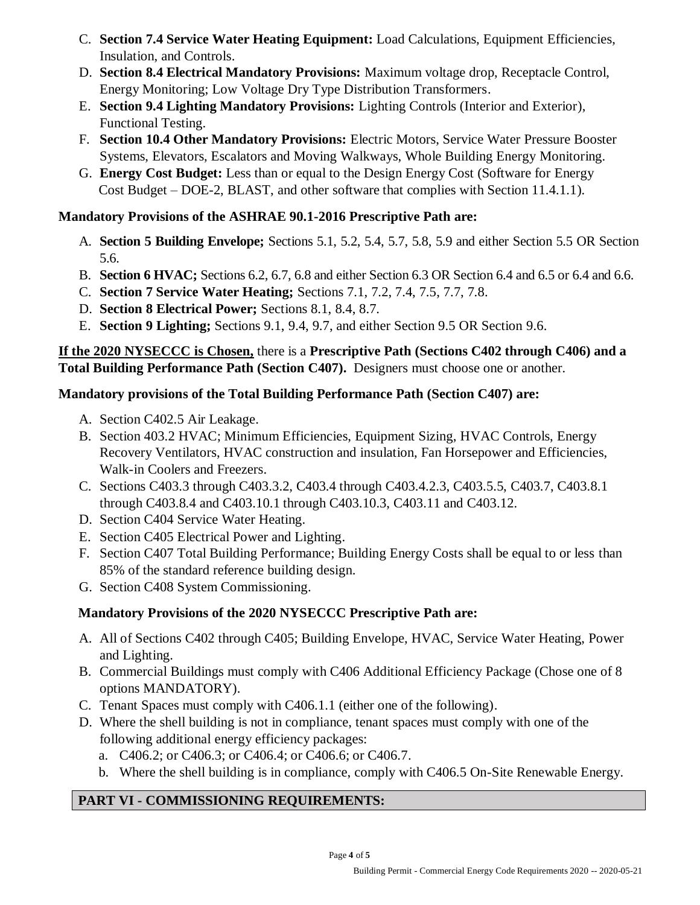C. **Section 7.4 Service Water Heating Equipment:** Load Calculations, Equipment Efficiencies, Insulation, and Controls.
D. **Section 8.4 Electrical Mandatory Provisions:** Maximum voltage drop, Receptacle Control, Energy Monitoring; Low Voltage Dry Type Distribution Transformers.
E. **Section 9.4 Lighting Mandatory Provisions:** Lighting Controls (Interior and Exterior), Functional Testing.
F. **Section 10.4 Other Mandatory Provisions:** Electric Motors, Service Water Pressure Booster Systems, Elevators, Escalators and Moving Walkways, Whole Building Energy Monitoring.
G. **Energy Cost Budget:** Less than or equal to the Design Energy Cost (Software for Energy Cost Budget – DOE-2, BLAST, and other software that complies with Section 11.4.1.1).

**Mandatory Provisions of the ASHRAE 90.1-2016 Prescriptive Path are:**

A. **Section 5 Building Envelope;** Sections 5.1, 5.2, 5.4, 5.7, 5.8, 5.9 and either Section 5.5 OR Section 5.6.
B. **Section 6 HVAC;** Sections 6.2, 6.7, 6.8 and either Section 6.3 OR Section 6.4 and 6.5 or 6.4 and 6.6.
C. **Section 7 Service Water Heating;** Sections 7.1, 7.2, 7.4, 7.5, 7.7, 7.8.
D. **Section 8 Electrical Power;** Sections 8.1, 8.4, 8.7.
E. **Section 9 Lighting;** Sections 9.1, 9.4, 9.7, and either Section 9.5 OR Section 9.6.

**If the 2020 NYSECCC is Chosen,** there is a **Prescriptive Path (Sections C402 through C406) and a Total Building Performance Path (Section C407).** Designers must choose one or another.

**Mandatory provisions of the Total Building Performance Path (Section C407) are:**

A. Section C402.5 Air Leakage.
B. Section 403.2 HVAC; Minimum Efficiencies, Equipment Sizing, HVAC Controls, Energy Recovery Ventilators, HVAC construction and insulation, Fan Horsepower and Efficiencies, Walk-in Coolers and Freezers.
C. Sections C403.3 through C403.3.2, C403.4 through C403.4.2.3, C403.5.5, C403.7, C403.8.1 through C403.8.4 and C403.10.1 through C403.10.3, C403.11 and C403.12.
D. Section C404 Service Water Heating.
E. Section C405 Electrical Power and Lighting.
F. Section C407 Total Building Performance; Building Energy Costs shall be equal to or less than 85% of the standard reference building design.
G. Section C408 System Commissioning.

**Mandatory Provisions of the 2020 NYSECCC Prescriptive Path are:**

A. All of Sections C402 through C405; Building Envelope, HVAC, Service Water Heating, Power and Lighting.
B. Commercial Buildings must comply with C406 Additional Efficiency Package (Chose one of 8 options MANDATORY).
C. Tenant Spaces must comply with C406.1.1 (either one of the following).
D. Where the shell building is not in compliance, tenant spaces must comply with one of the following additional energy efficiency packages:
   a. C406.2; or C406.3; or C406.4; or C406.6; or C406.7.
   b. Where the shell building is in compliance, comply with C406.5 On-Site Renewable Energy.

## PART VI - COMMISSIONING REQUIREMENTS: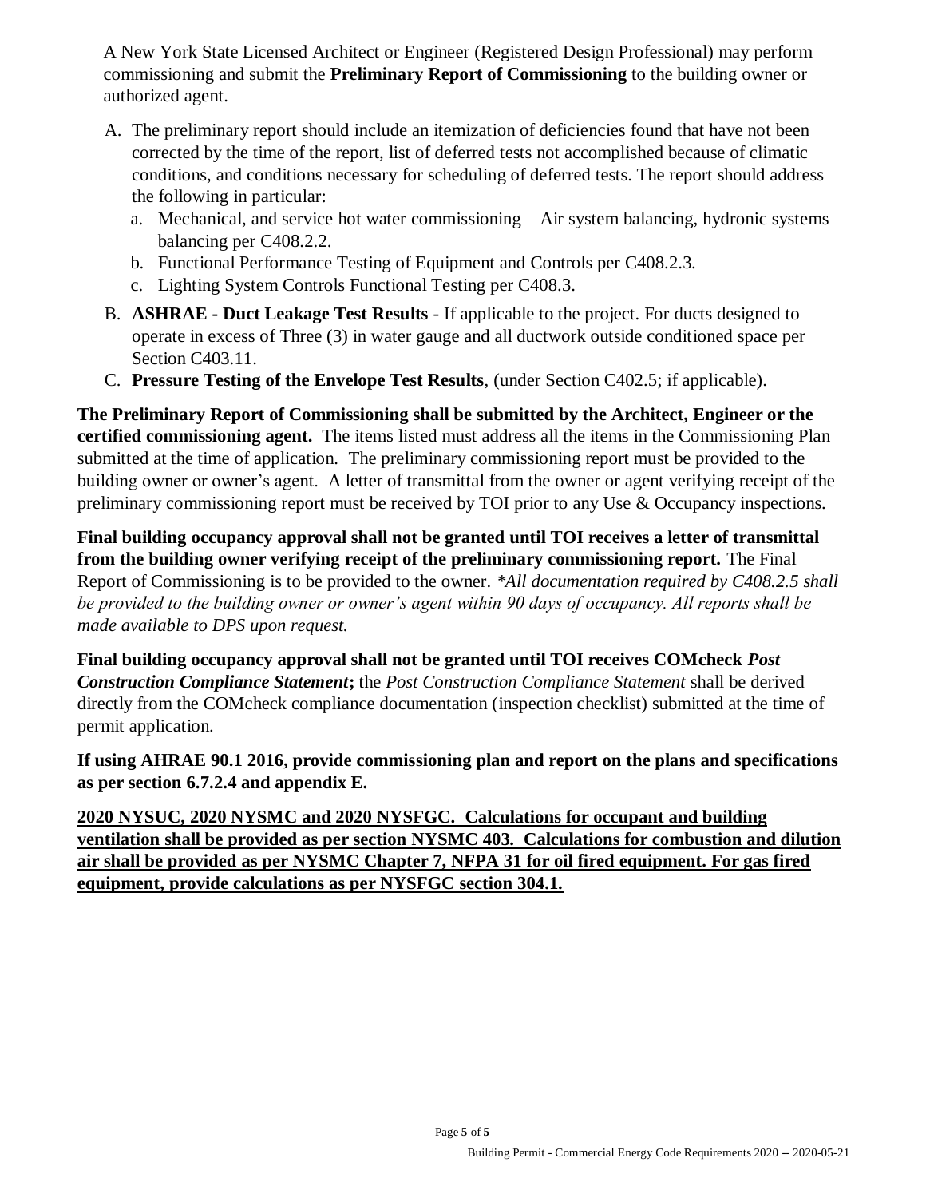A New York State Licensed Architect or Engineer (Registered Design Professional) may perform commissioning and submit the **Preliminary Report of Commissioning** to the building owner or authorized agent.

A. The preliminary report should include an itemization of deficiencies found that have not been corrected by the time of the report, list of deferred tests not accomplished because of climatic conditions, and conditions necessary for scheduling of deferred tests. The report should address the following in particular:
   a. Mechanical, and service hot water commissioning – Air system balancing, hydronic systems balancing per C408.2.2.
   b. Functional Performance Testing of Equipment and Controls per C408.2.3.
   c. Lighting System Controls Functional Testing per C408.3.

B. **ASHRAE - Duct Leakage Test Results** - If applicable to the project. For ducts designed to operate in excess of Three (3) in water gauge and all ductwork outside conditioned space per Section C403.11.

C. **Pressure Testing of the Envelope Test Results**, (under Section C402.5; if applicable).

**The Preliminary Report of Commissioning shall be submitted by the Architect, Engineer or the certified commissioning agent.** The items listed must address all the items in the Commissioning Plan submitted at the time of application. The preliminary commissioning report must be provided to the building owner or owner's agent. A letter of transmittal from the owner or agent verifying receipt of the preliminary commissioning report must be received by TOI prior to any Use & Occupancy inspections.

**Final building occupancy approval shall not be granted until TOI receives a letter of transmittal from the building owner verifying receipt of the preliminary commissioning report.** The Final Report of Commissioning is to be provided to the owner. *\*All documentation required by C408.2.5 shall be provided to the building owner or owner's agent within 90 days of occupancy. All reports shall be made available to DPS upon request.*

**Final building occupancy approval shall not be granted until TOI receives COMcheck *Post Construction Compliance Statement*;** the *Post Construction Compliance Statement* shall be derived directly from the COMcheck compliance documentation (inspection checklist) submitted at the time of permit application.

**If using AHRAE 90.1 2016, provide commissioning plan and report on the plans and specifications as per section 6.7.2.4 and appendix E.**

<u>**2020 NYSUC, 2020 NYSMC and 2020 NYSFGC. Calculations for occupant and building ventilation shall be provided as per section NYSMC 403. Calculations for combustion and dilution air shall be provided as per NYSMC Chapter 7, NFPA 31 for oil fired equipment. For gas fired equipment, provide calculations as per NYSFGC section 304.1.**</u>